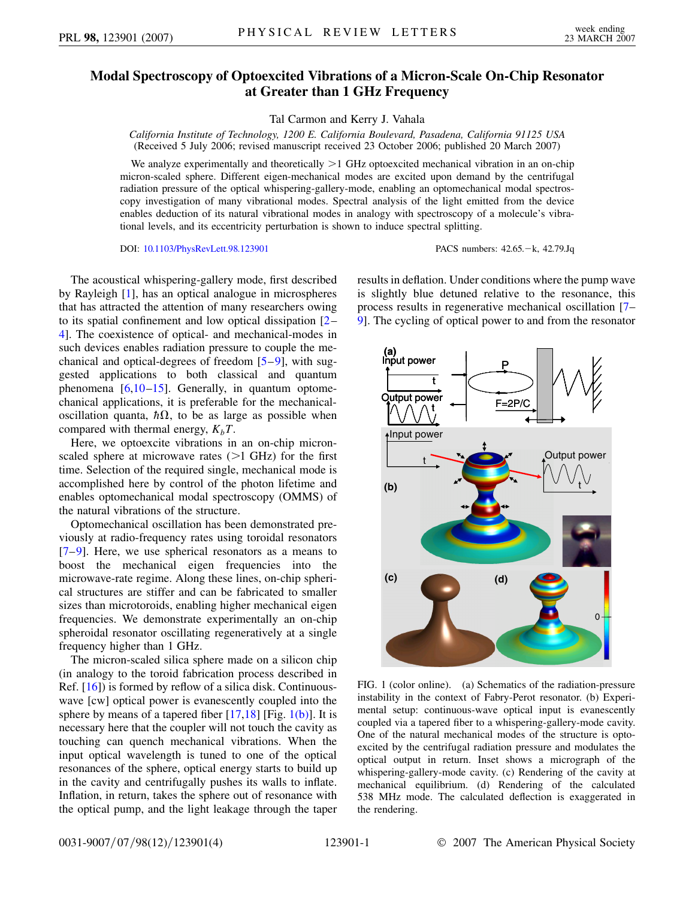# Modal Spectroscopy of Optoexcited Vibrations of a Micron-Scale On-Chip Resonator at Greater than 1 GHz Frequency

Tal Carmon and Kerry J. Vahala

*California Institute of Technology, 1200 E. California Boulevard, Pasadena, California 91125 USA*
(Received 5 July 2006; revised manuscript received 23 October 2006; published 20 March 2007)

We analyze experimentally and theoretically >1 GHz optoexcited mechanical vibration in an on-chip micron-scaled sphere. Different eigen-mechanical modes are excited upon demand by the centrifugal radiation pressure of the optical whispering-gallery-mode, enabling an optomechanical modal spectroscopy investigation of many vibrational modes. Spectral analysis of the light emitted from the device enables deduction of its natural vibrational modes in analogy with spectroscopy of a molecule's vibrational levels, and its eccentricity perturbation is shown to induce spectral splitting.

DOI: 10.1103/PhysRevLett.98.123901 PACS numbers: 42.65.−k, 42.79.Jq

The acoustical whispering-gallery mode, first described by Rayleigh [1], has an optical analogue in microspheres that has attracted the attention of many researchers owing to its spatial confinement and low optical dissipation [2–4]. The coexistence of optical- and mechanical-modes in such devices enables radiation pressure to couple the mechanical and optical-degrees of freedom [5–9], with suggested applications to both classical and quantum phenomena [6,10–15]. Generally, in quantum optomechanical applications, it is preferable for the mechanical-oscillation quanta, $\hbar\Omega$, to be as large as possible when compared with thermal energy, $K_bT$.

Here, we optoexcite vibrations in an on-chip micron-scaled sphere at microwave rates (>1 GHz) for the first time. Selection of the required single, mechanical mode is accomplished here by control of the photon lifetime and enables optomechanical modal spectroscopy (OMMS) of the natural vibrations of the structure.

Optomechanical oscillation has been demonstrated previously at radio-frequency rates using toroidal resonators [7–9]. Here, we use spherical resonators as a means to boost the mechanical eigen frequencies into the microwave-rate regime. Along these lines, on-chip spherical structures are stiffer and can be fabricated to smaller sizes than microtoroids, enabling higher mechanical eigen frequencies. We demonstrate experimentally an on-chip spheroidal resonator oscillating regeneratively at a single frequency higher than 1 GHz.

The micron-scaled silica sphere made on a silicon chip (in analogy to the toroid fabrication process described in Ref. [16]) is formed by reflow of a silica disk. Continuous-wave [cw] optical power is evanescently coupled into the sphere by means of a tapered fiber [17,18] [Fig. 1(b)]. It is necessary here that the coupler will not touch the cavity as touching can quench mechanical vibrations. When the input optical wavelength is tuned to one of the optical resonances of the sphere, optical energy starts to build up in the cavity and centrifugally pushes its walls to inflate. Inflation, in return, takes the sphere out of resonance with the optical pump, and the light leakage through the taper results in deflation. Under conditions where the pump wave is slightly blue detuned relative to the resonance, this process results in regenerative mechanical oscillation [7–9]. The cycling of optical power to and from the resonator

FIG. 1 (color online). (a) Schematics of the radiation-pressure instability in the context of Fabry-Perot resonator. (b) Experimental setup: continuous-wave optical input is evanescently coupled via a tapered fiber to a whispering-gallery-mode cavity. One of the natural mechanical modes of the structure is optoexcited by the centrifugal radiation pressure and modulates the optical output in return. Inset shows a micrograph of the whispering-gallery-mode cavity. (c) Rendering of the cavity at mechanical equilibrium. (d) Rendering of the calculated 538 MHz mode. The calculated deflection is exaggerated in the rendering.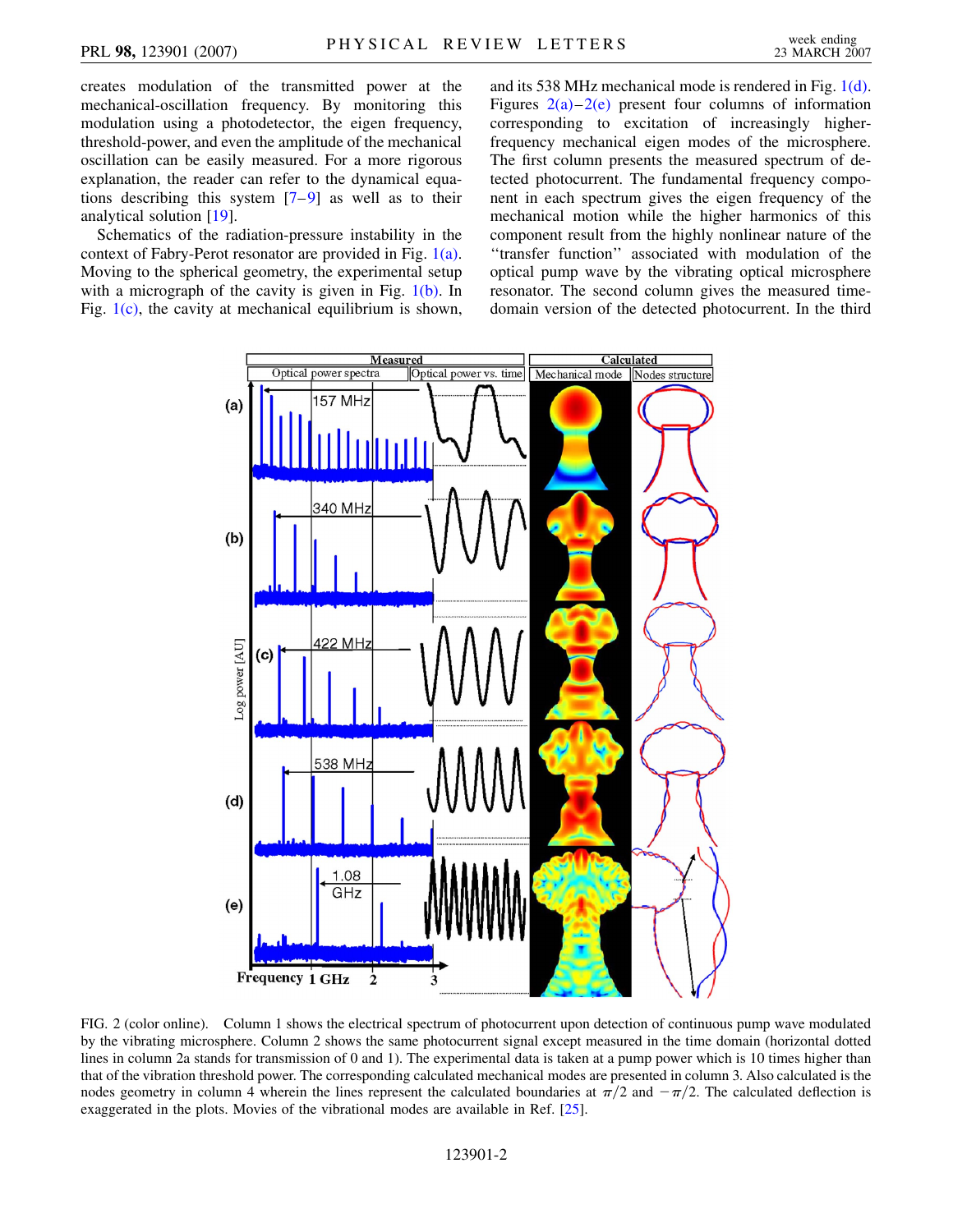creates modulation of the transmitted power at the mechanical-oscillation frequency. By monitoring this modulation using a photodetector, the eigen frequency, threshold-power, and even the amplitude of the mechanical oscillation can be easily measured. For a more rigorous explanation, the reader can refer to the dynamical equations describing this system [7–9] as well as to their analytical solution [19].

Schematics of the radiation-pressure instability in the context of Fabry-Perot resonator are provided in Fig. 1(a). Moving to the spherical geometry, the experimental setup with a micrograph of the cavity is given in Fig. 1(b). In Fig. 1(c), the cavity at mechanical equilibrium is shown, and its 538 MHz mechanical mode is rendered in Fig. 1(d). Figures 2(a)–2(e) present four columns of information corresponding to excitation of increasingly higher-frequency mechanical eigen modes of the microsphere. The first column presents the measured spectrum of detected photocurrent. The fundamental frequency component in each spectrum gives the eigen frequency of the mechanical motion while the higher harmonics of this component result from the highly nonlinear nature of the "transfer function" associated with modulation of the optical pump wave by the vibrating optical microsphere resonator. The second column gives the measured time-domain version of the detected photocurrent. In the third

FIG. 2 (color online). Column 1 shows the electrical spectrum of photocurrent upon detection of continuous pump wave modulated by the vibrating microsphere. Column 2 shows the same photocurrent signal except measured in the time domain (horizontal dotted lines in column 2a stands for transmission of 0 and 1). The experimental data is taken at a pump power which is 10 times higher than that of the vibration threshold power. The corresponding calculated mechanical modes are presented in column 3. Also calculated is the nodes geometry in column 4 wherein the lines represent the calculated boundaries at $\pi/2$ and $-\pi/2$. The calculated deflection is exaggerated in the plots. Movies of the vibrational modes are available in Ref. [25].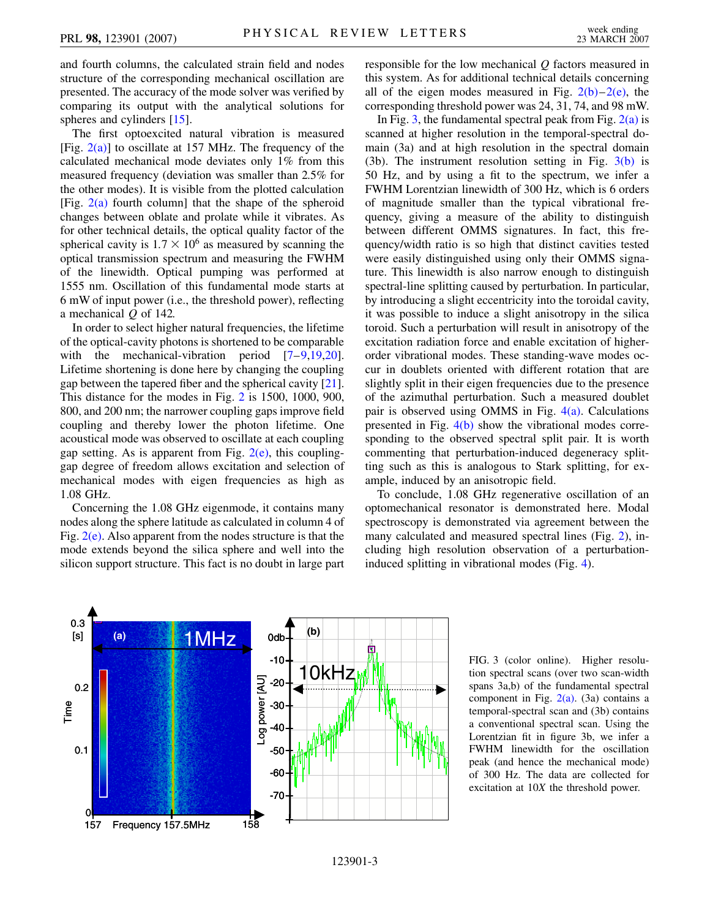and fourth columns, the calculated strain field and nodes structure of the corresponding mechanical oscillation are presented. The accuracy of the mode solver was verified by comparing its output with the analytical solutions for spheres and cylinders [15].

The first optoexcited natural vibration is measured [Fig. 2(a)] to oscillate at 157 MHz. The frequency of the calculated mechanical mode deviates only 1% from this measured frequency (deviation was smaller than 2.5% for the other modes). It is visible from the plotted calculation [Fig. 2(a) fourth column] that the shape of the spheroid changes between oblate and prolate while it vibrates. As for other technical details, the optical quality factor of the spherical cavity is $1.7 \times 10^6$ as measured by scanning the optical transmission spectrum and measuring the FWHM of the linewidth. Optical pumping was performed at 1555 nm. Oscillation of this fundamental mode starts at 6 mW of input power (i.e., the threshold power), reflecting a mechanical $Q$ of 142.

In order to select higher natural frequencies, the lifetime of the optical-cavity photons is shortened to be comparable with the mechanical-vibration period [7–9,19,20]. Lifetime shortening is done here by changing the coupling gap between the tapered fiber and the spherical cavity [21]. This distance for the modes in Fig. 2 is 1500, 1000, 900, 800, and 200 nm; the narrower coupling gaps improve field coupling and thereby lower the photon lifetime. One acoustical mode was observed to oscillate at each coupling gap setting. As is apparent from Fig. 2(e), this coupling-gap degree of freedom allows excitation and selection of mechanical modes with eigen frequencies as high as 1.08 GHz.

Concerning the 1.08 GHz eigenmode, it contains many nodes along the sphere latitude as calculated in column 4 of Fig. 2(e). Also apparent from the nodes structure is that the mode extends beyond the silica sphere and well into the silicon support structure. This fact is no doubt in large part responsible for the low mechanical $Q$ factors measured in this system. As for additional technical details concerning all of the eigen modes measured in Fig. 2(b)–2(e), the corresponding threshold power was 24, 31, 74, and 98 mW.

In Fig. 3, the fundamental spectral peak from Fig. 2(a) is scanned at higher resolution in the temporal-spectral domain (3a) and at high resolution in the spectral domain (3b). The instrument resolution setting in Fig. 3(b) is 50 Hz, and by using a fit to the spectrum, we infer a FWHM Lorentzian linewidth of 300 Hz, which is 6 orders of magnitude smaller than the typical vibrational frequency, giving a measure of the ability to distinguish between different OMMS signatures. In fact, this frequency/width ratio is so high that distinct cavities tested were easily distinguished using only their OMMS signature. This linewidth is also narrow enough to distinguish spectral-line splitting caused by perturbation. In particular, by introducing a slight eccentricity into the toroidal cavity, it was possible to induce a slight anisotropy in the silica toroid. Such a perturbation will result in anisotropy of the excitation radiation force and enable excitation of higher-order vibrational modes. These standing-wave modes occur in doublets oriented with different rotation that are slightly split in their eigen frequencies due to the presence of the azimuthal perturbation. Such a measured doublet pair is observed using OMMS in Fig. 4(a). Calculations presented in Fig. 4(b) show the vibrational modes corresponding to the observed spectral split pair. It is worth commenting that perturbation-induced degeneracy splitting such as this is analogous to Stark splitting, for example, induced by an anisotropic field.

To conclude, 1.08 GHz regenerative oscillation of an optomechanical resonator is demonstrated here. Modal spectroscopy is demonstrated via agreement between the many calculated and measured spectral lines (Fig. 2), including high resolution observation of a perturbation-induced splitting in vibrational modes (Fig. 4).

FIG. 3 (color online). Higher resolution spectral scans (over two scan-width spans 3a,b) of the fundamental spectral component in Fig. 2(a). (3a) contains a temporal-spectral scan and (3b) contains a conventional spectral scan. Using the Lorentzian fit in figure 3b, we infer a FWHM linewidth for the oscillation peak (and hence the mechanical mode) of 300 Hz. The data are collected for excitation at $10X$ the threshold power.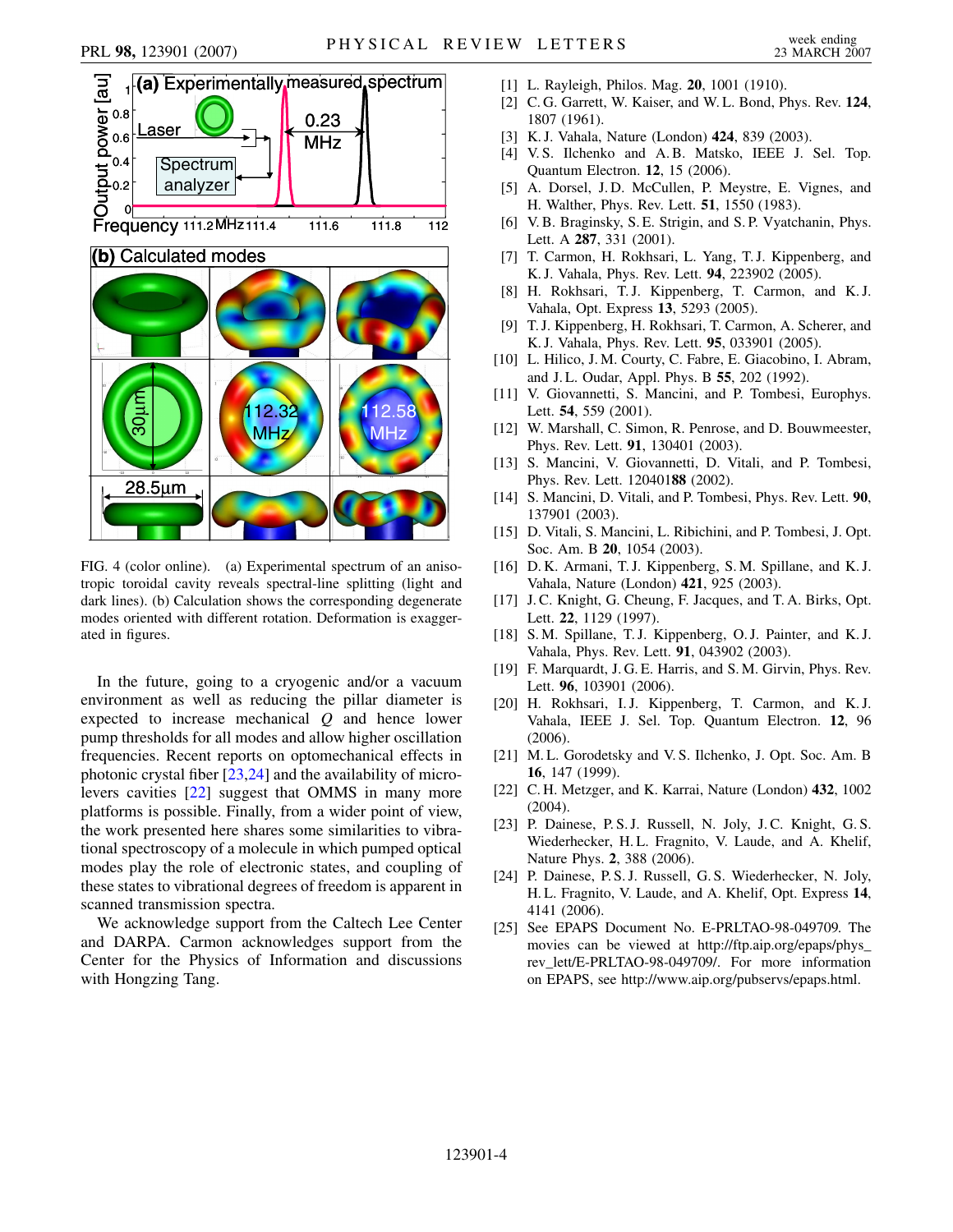(a) Experimentally measured spectrum

Output power [au]

1
0.8
0.6
0.4
0.2
0

Laser

Spectrum analyzer

0.23 MHz

Frequency 111.2 MHz 111.4 111.6 111.8 112

(b) Calculated modes

30μm

112.32 MHz

112.58 MHz

28.5μm

FIG. 4 (color online). (a) Experimental spectrum of an anisotropic toroidal cavity reveals spectral-line splitting (light and dark lines). (b) Calculation shows the corresponding degenerate modes oriented with different rotation. Deformation is exaggerated in figures.

In the future, going to a cryogenic and/or a vacuum environment as well as reducing the pillar diameter is expected to increase mechanical $Q$ and hence lower pump thresholds for all modes and allow higher oscillation frequencies. Recent reports on optomechanical effects in photonic crystal fiber [23,24] and the availability of microlevers cavities [22] suggest that OMMS in many more platforms is possible. Finally, from a wider point of view, the work presented here shares some similarities to vibrational spectroscopy of a molecule in which pumped optical modes play the role of electronic states, and coupling of these states to vibrational degrees of freedom is apparent in scanned transmission spectra.

We acknowledge support from the Caltech Lee Center and DARPA. Carmon acknowledges support from the Center for the Physics of Information and discussions with Hongzing Tang.

[1] L. Rayleigh, Philos. Mag. **20**, 1001 (1910).
[2] C. G. Garrett, W. Kaiser, and W. L. Bond, Phys. Rev. **124**, 1807 (1961).
[3] K. J. Vahala, Nature (London) **424**, 839 (2003).
[4] V. S. Ilchenko and A. B. Matsko, IEEE J. Sel. Top. Quantum Electron. **12**, 15 (2006).
[5] A. Dorsel, J. D. McCullen, P. Meystre, E. Vignes, and H. Walther, Phys. Rev. Lett. **51**, 1550 (1983).
[6] V. B. Braginsky, S. E. Strigin, and S. P. Vyatchanin, Phys. Lett. A **287**, 331 (2001).
[7] T. Carmon, H. Rokhsari, L. Yang, T. J. Kippenberg, and K. J. Vahala, Phys. Rev. Lett. **94**, 223902 (2005).
[8] H. Rokhsari, T. J. Kippenberg, T. Carmon, and K. J. Vahala, Opt. Express **13**, 5293 (2005).
[9] T. J. Kippenberg, H. Rokhsari, T. Carmon, A. Scherer, and K. J. Vahala, Phys. Rev. Lett. **95**, 033901 (2005).
[10] L. Hilico, J. M. Courty, C. Fabre, E. Giacobino, I. Abram, and J. L. Oudar, Appl. Phys. B **55**, 202 (1992).
[11] V. Giovannetti, S. Mancini, and P. Tombesi, Europhys. Lett. **54**, 559 (2001).
[12] W. Marshall, C. Simon, R. Penrose, and D. Bouwmeester, Phys. Rev. Lett. **91**, 130401 (2003).
[13] S. Mancini, V. Giovannetti, D. Vitali, and P. Tombesi, Phys. Rev. Lett. 1204018**8** (2002).
[14] S. Mancini, D. Vitali, and P. Tombesi, Phys. Rev. Lett. **90**, 137901 (2003).
[15] D. Vitali, S. Mancini, L. Ribichini, and P. Tombesi, J. Opt. Soc. Am. B **20**, 1054 (2003).
[16] D. K. Armani, T. J. Kippenberg, S. M. Spillane, and K. J. Vahala, Nature (London) **421**, 925 (2003).
[17] J. C. Knight, G. Cheung, F. Jacques, and T. A. Birks, Opt. Lett. **22**, 1129 (1997).
[18] S. M. Spillane, T. J. Kippenberg, O. J. Painter, and K. J. Vahala, Phys. Rev. Lett. **91**, 043902 (2003).
[19] F. Marquardt, J. G. E. Harris, and S. M. Girvin, Phys. Rev. Lett. **96**, 103901 (2006).
[20] H. Rokhsari, I. J. Kippenberg, T. Carmon, and K. J. Vahala, IEEE J. Sel. Top. Quantum Electron. **12**, 96 (2006).
[21] M. L. Gorodetsky and V. S. Ilchenko, J. Opt. Soc. Am. B **16**, 147 (1999).
[22] C. H. Metzger, and K. Karrai, Nature (London) **432**, 1002 (2004).
[23] P. Dainese, P. S. J. Russell, N. Joly, J. C. Knight, G. S. Wiederhecker, H. L. Fragnito, V. Laude, and A. Khelif, Nature Phys. **2**, 388 (2006).
[24] P. Dainese, P. S. J. Russell, G. S. Wiederhecker, N. Joly, H. L. Fragnito, V. Laude, and A. Khelif, Opt. Express **14**, 4141 (2006).
[25] See EPAPS Document No. E-PRLTAO-98-049709. The movies can be viewed at http://ftp.aip.org/epaps/phys_rev_lett/E-PRLTAO-98-049709/. For more information on EPAPS, see http://www.aip.org/pubservs/epaps.html.